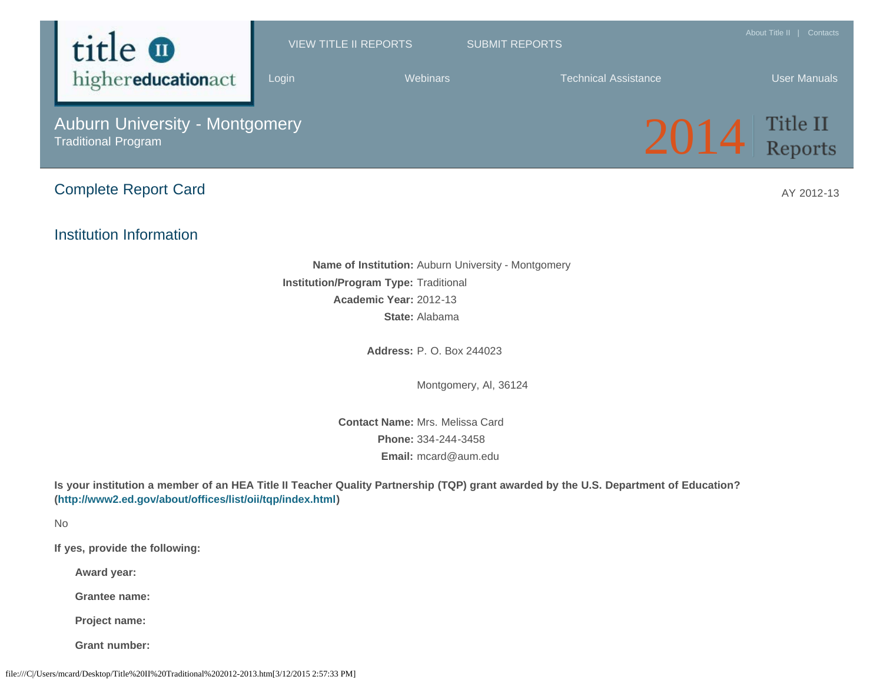# Auburn University - Montgomery

Traditional Program

2014 Title II Reports

## Complete Report Card

AY 2012-13

## Institution Information

**Name of Institution:** Auburn University - Montgomery
**Institution/Program Type:** Traditional
**Academic Year:** 2012-13
**State:** Alabama

**Address:** P. O. Box 244023

Montgomery, Al, 36124

**Contact Name:** Mrs. Melissa Card
**Phone:** 334-244-3458
**Email:** mcard@aum.edu

**Is your institution a member of an HEA Title II Teacher Quality Partnership (TQP) grant awarded by the U.S. Department of Education? (http://www2.ed.gov/about/offices/list/oii/tqp/index.html)**

No

**If yes, provide the following:**

**Award year:**

**Grantee name:**

**Project name:**

**Grant number:**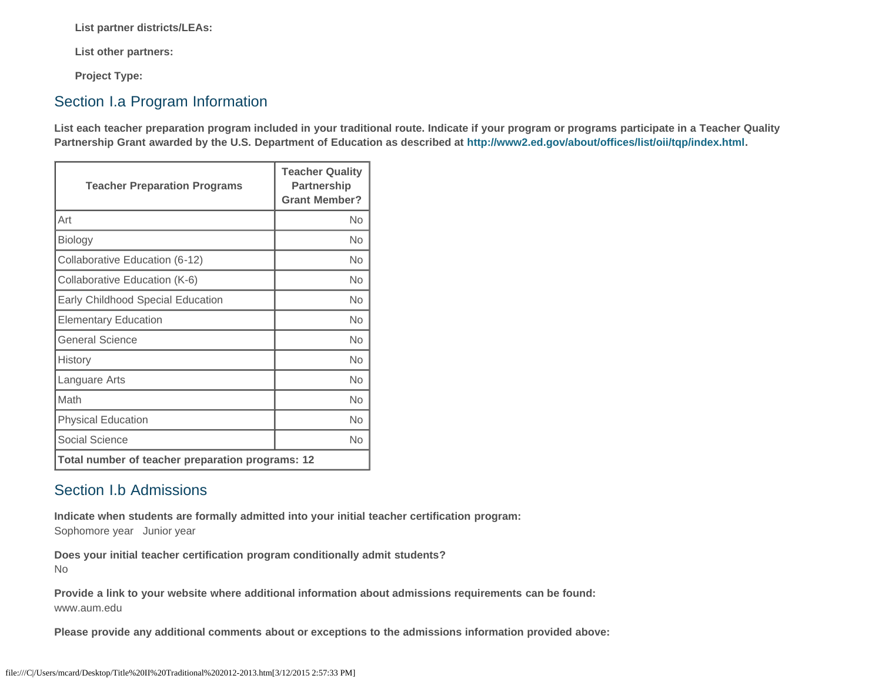**List partner districts/LEAs:**

**List other partners:**

**Project Type:**

## Section I.a Program Information

**List each teacher preparation program included in your traditional route. Indicate if your program or programs participate in a Teacher Quality Partnership Grant awarded by the U.S. Department of Education as described at http://www2.ed.gov/about/offices/list/oii/tqp/index.html.**

| Teacher Preparation Programs | Teacher Quality Partnership Grant Member? |
|---|---|
| Art | No |
| Biology | No |
| Collaborative Education (6-12) | No |
| Collaborative Education (K-6) | No |
| Early Childhood Special Education | No |
| Elementary Education | No |
| General Science | No |
| History | No |
| Languare Arts | No |
| Math | No |
| Physical Education | No |
| Social Science | No |
| **Total number of teacher preparation programs: 12** | |

## Section I.b Admissions

**Indicate when students are formally admitted into your initial teacher certification program:**
Sophomore year Junior year

**Does your initial teacher certification program conditionally admit students?**
No

**Provide a link to your website where additional information about admissions requirements can be found:**
www.aum.edu

**Please provide any additional comments about or exceptions to the admissions information provided above:**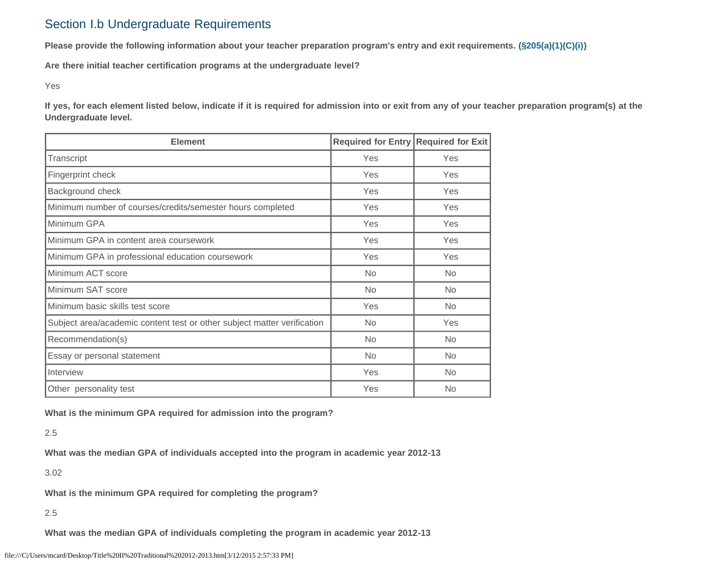## Section I.b Undergraduate Requirements

**Please provide the following information about your teacher preparation program's entry and exit requirements. (§205(a)(1)(C)(i))**

**Are there initial teacher certification programs at the undergraduate level?**

Yes

**If yes, for each element listed below, indicate if it is required for admission into or exit from any of your teacher preparation program(s) at the Undergraduate level.**

| Element | Required for Entry | Required for Exit |
|---|---|---|
| Transcript | Yes | Yes |
| Fingerprint check | Yes | Yes |
| Background check | Yes | Yes |
| Minimum number of courses/credits/semester hours completed | Yes | Yes |
| Minimum GPA | Yes | Yes |
| Minimum GPA in content area coursework | Yes | Yes |
| Minimum GPA in professional education coursework | Yes | Yes |
| Minimum ACT score | No | No |
| Minimum SAT score | No | No |
| Minimum basic skills test score | Yes | No |
| Subject area/academic content test or other subject matter verification | No | Yes |
| Recommendation(s) | No | No |
| Essay or personal statement | No | No |
| Interview | Yes | No |
| Other personality test | Yes | No |

**What is the minimum GPA required for admission into the program?**

2.5

**What was the median GPA of individuals accepted into the program in academic year 2012-13**

3.02

**What is the minimum GPA required for completing the program?**

2.5

**What was the median GPA of individuals completing the program in academic year 2012-13**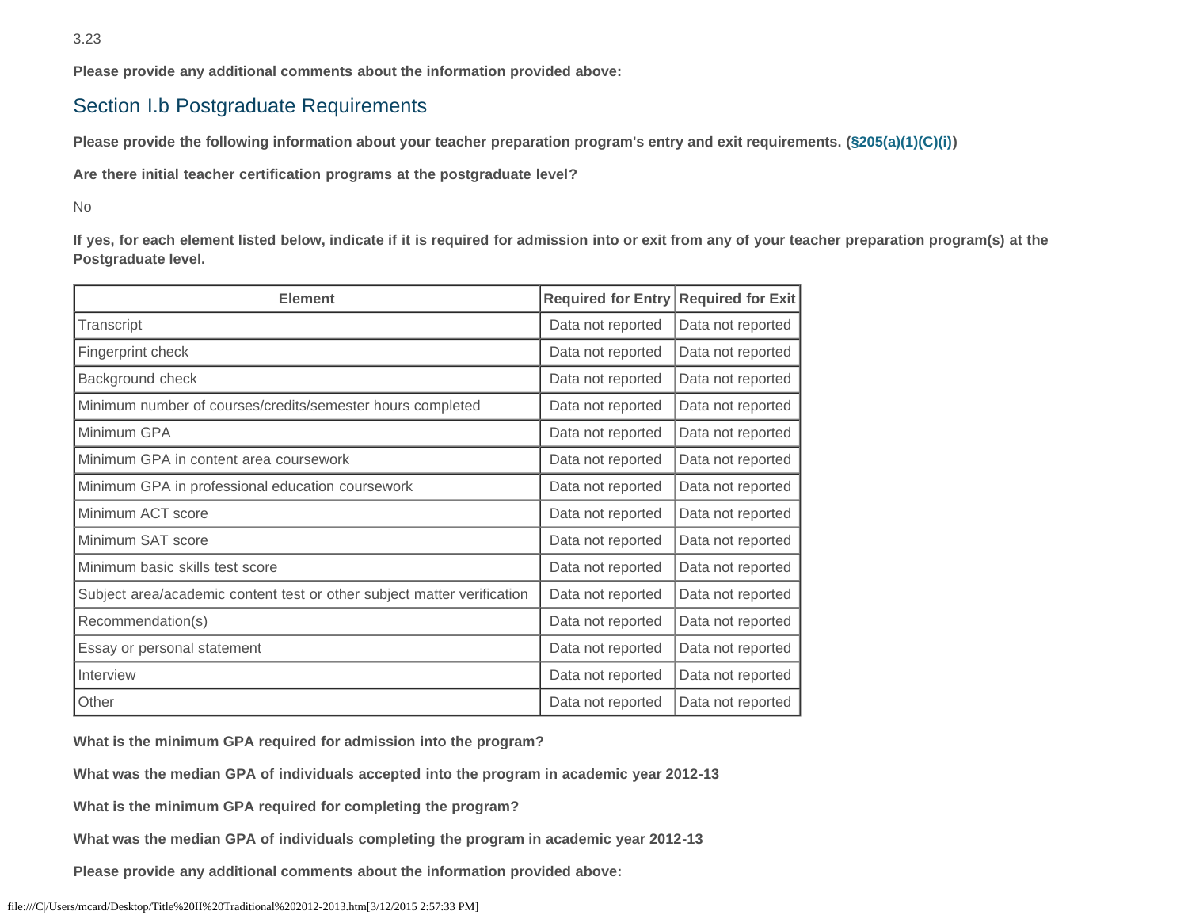3.23

**Please provide any additional comments about the information provided above:**

## Section I.b Postgraduate Requirements

**Please provide the following information about your teacher preparation program's entry and exit requirements. (§205(a)(1)(C)(i))**

**Are there initial teacher certification programs at the postgraduate level?**

No

**If yes, for each element listed below, indicate if it is required for admission into or exit from any of your teacher preparation program(s) at the Postgraduate level.**

| Element | Required for Entry | Required for Exit |
| --- | --- | --- |
| Transcript | Data not reported | Data not reported |
| Fingerprint check | Data not reported | Data not reported |
| Background check | Data not reported | Data not reported |
| Minimum number of courses/credits/semester hours completed | Data not reported | Data not reported |
| Minimum GPA | Data not reported | Data not reported |
| Minimum GPA in content area coursework | Data not reported | Data not reported |
| Minimum GPA in professional education coursework | Data not reported | Data not reported |
| Minimum ACT score | Data not reported | Data not reported |
| Minimum SAT score | Data not reported | Data not reported |
| Minimum basic skills test score | Data not reported | Data not reported |
| Subject area/academic content test or other subject matter verification | Data not reported | Data not reported |
| Recommendation(s) | Data not reported | Data not reported |
| Essay or personal statement | Data not reported | Data not reported |
| Interview | Data not reported | Data not reported |
| Other | Data not reported | Data not reported |

**What is the minimum GPA required for admission into the program?**

**What was the median GPA of individuals accepted into the program in academic year 2012-13**

**What is the minimum GPA required for completing the program?**

**What was the median GPA of individuals completing the program in academic year 2012-13**

**Please provide any additional comments about the information provided above:**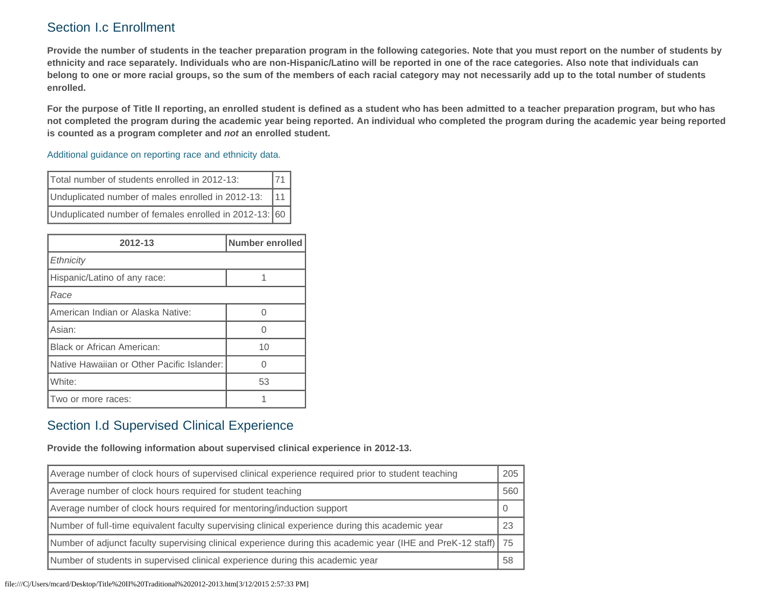## Section I.c Enrollment

**Provide the number of students in the teacher preparation program in the following categories. Note that you must report on the number of students by ethnicity and race separately. Individuals who are non-Hispanic/Latino will be reported in one of the race categories. Also note that individuals can belong to one or more racial groups, so the sum of the members of each racial category may not necessarily add up to the total number of students enrolled.**

**For the purpose of Title II reporting, an enrolled student is defined as a student who has been admitted to a teacher preparation program, but who has not completed the program during the academic year being reported. An individual who completed the program during the academic year being reported is counted as a program completer and *not* an enrolled student.**

Additional guidance on reporting race and ethnicity data.

| | |
|---|---|
| Total number of students enrolled in 2012-13: | 71 |
| Unduplicated number of males enrolled in 2012-13: | 11 |
| Unduplicated number of females enrolled in 2012-13: | 60 |

| 2012-13 | Number enrolled |
|---|---|
| *Ethnicity* | |
| Hispanic/Latino of any race: | 1 |
| *Race* | |
| American Indian or Alaska Native: | 0 |
| Asian: | 0 |
| Black or African American: | 10 |
| Native Hawaiian or Other Pacific Islander: | 0 |
| White: | 53 |
| Two or more races: | 1 |

## Section I.d Supervised Clinical Experience

**Provide the following information about supervised clinical experience in 2012-13.**

| | |
|---|---|
| Average number of clock hours of supervised clinical experience required prior to student teaching | 205 |
| Average number of clock hours required for student teaching | 560 |
| Average number of clock hours required for mentoring/induction support | 0 |
| Number of full-time equivalent faculty supervising clinical experience during this academic year | 23 |
| Number of adjunct faculty supervising clinical experience during this academic year (IHE and PreK-12 staff) | 75 |
| Number of students in supervised clinical experience during this academic year | 58 |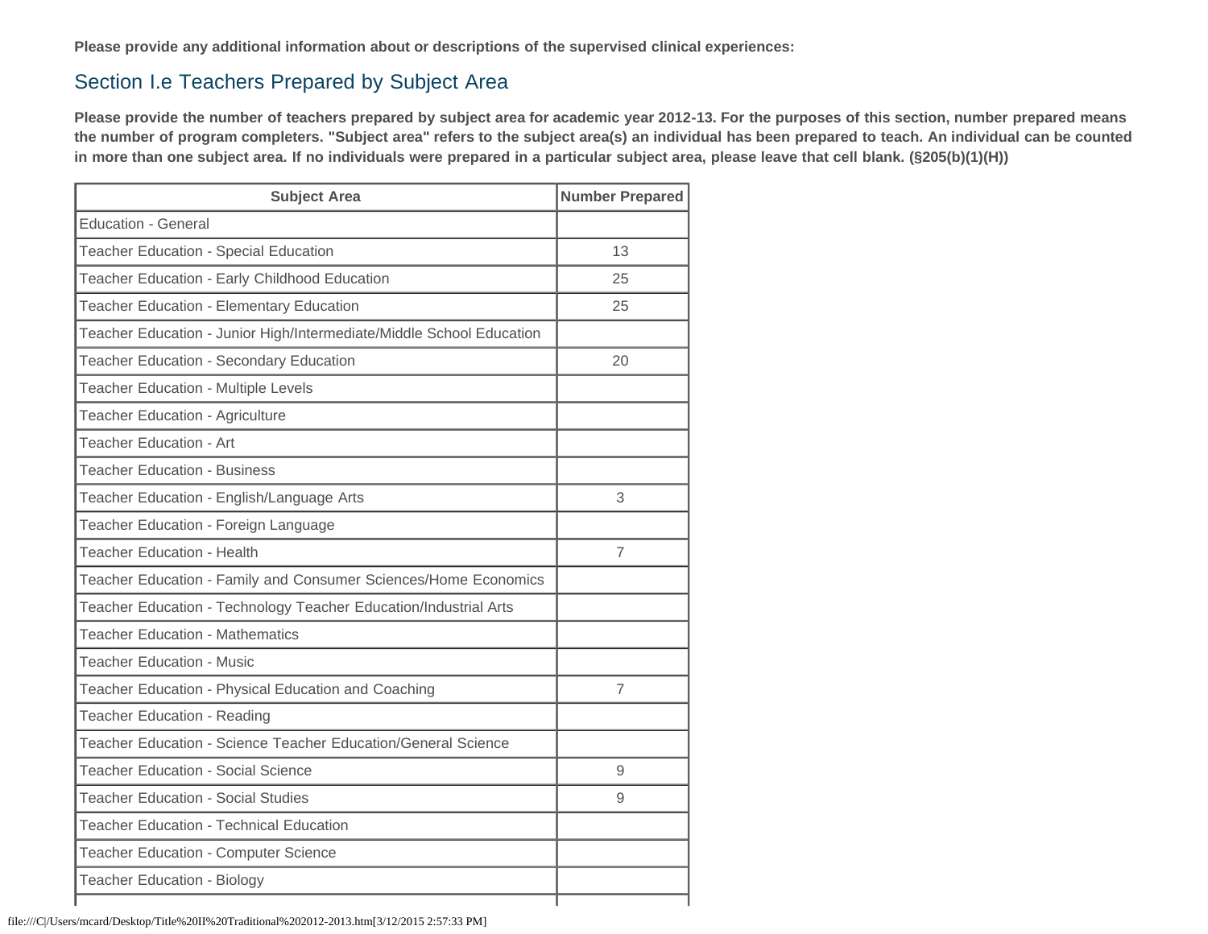**Please provide any additional information about or descriptions of the supervised clinical experiences:**

## Section I.e Teachers Prepared by Subject Area

**Please provide the number of teachers prepared by subject area for academic year 2012-13. For the purposes of this section, number prepared means the number of program completers. "Subject area" refers to the subject area(s) an individual has been prepared to teach. An individual can be counted in more than one subject area. If no individuals were prepared in a particular subject area, please leave that cell blank. (§205(b)(1)(H))**

| Subject Area | Number Prepared |
| --- | --- |
| Education - General | |
| Teacher Education - Special Education | 13 |
| Teacher Education - Early Childhood Education | 25 |
| Teacher Education - Elementary Education | 25 |
| Teacher Education - Junior High/Intermediate/Middle School Education | |
| Teacher Education - Secondary Education | 20 |
| Teacher Education - Multiple Levels | |
| Teacher Education - Agriculture | |
| Teacher Education - Art | |
| Teacher Education - Business | |
| Teacher Education - English/Language Arts | 3 |
| Teacher Education - Foreign Language | |
| Teacher Education - Health | 7 |
| Teacher Education - Family and Consumer Sciences/Home Economics | |
| Teacher Education - Technology Teacher Education/Industrial Arts | |
| Teacher Education - Mathematics | |
| Teacher Education - Music | |
| Teacher Education - Physical Education and Coaching | 7 |
| Teacher Education - Reading | |
| Teacher Education - Science Teacher Education/General Science | |
| Teacher Education - Social Science | 9 |
| Teacher Education - Social Studies | 9 |
| Teacher Education - Technical Education | |
| Teacher Education - Computer Science | |
| Teacher Education - Biology | |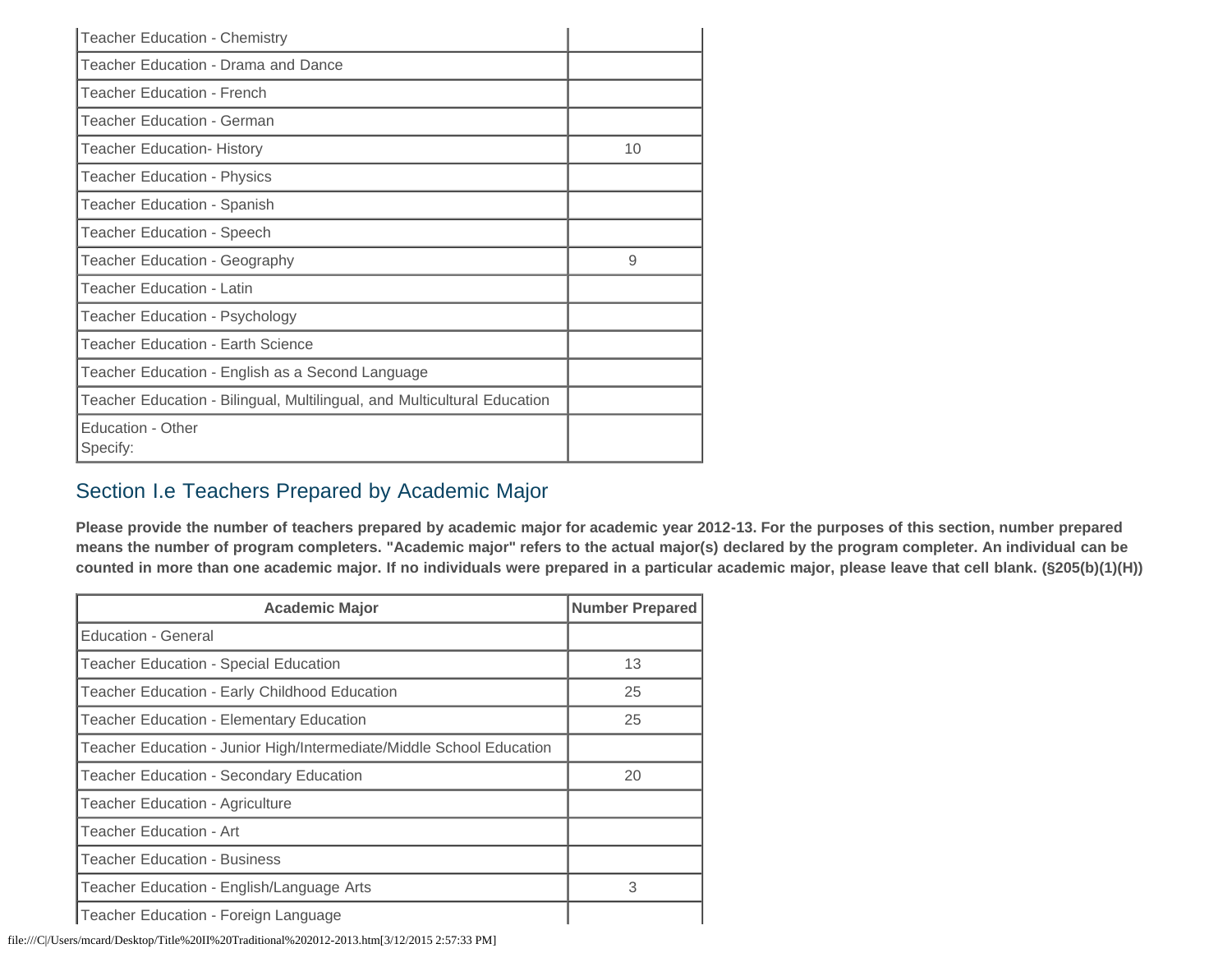| | |
|---|---|
| Teacher Education - Chemistry | |
| Teacher Education - Drama and Dance | |
| Teacher Education - French | |
| Teacher Education - German | |
| Teacher Education- History | 10 |
| Teacher Education - Physics | |
| Teacher Education - Spanish | |
| Teacher Education - Speech | |
| Teacher Education - Geography | 9 |
| Teacher Education - Latin | |
| Teacher Education - Psychology | |
| Teacher Education - Earth Science | |
| Teacher Education - English as a Second Language | |
| Teacher Education - Bilingual, Multilingual, and Multicultural Education | |
| Education - Other<br>Specify: | |

## Section I.e Teachers Prepared by Academic Major

**Please provide the number of teachers prepared by academic major for academic year 2012-13. For the purposes of this section, number prepared means the number of program completers. "Academic major" refers to the actual major(s) declared by the program completer. An individual can be counted in more than one academic major. If no individuals were prepared in a particular academic major, please leave that cell blank. (§205(b)(1)(H))**

| Academic Major | Number Prepared |
|---|---|
| Education - General | |
| Teacher Education - Special Education | 13 |
| Teacher Education - Early Childhood Education | 25 |
| Teacher Education - Elementary Education | 25 |
| Teacher Education - Junior High/Intermediate/Middle School Education | |
| Teacher Education - Secondary Education | 20 |
| Teacher Education - Agriculture | |
| Teacher Education - Art | |
| Teacher Education - Business | |
| Teacher Education - English/Language Arts | 3 |
| Teacher Education - Foreign Language | |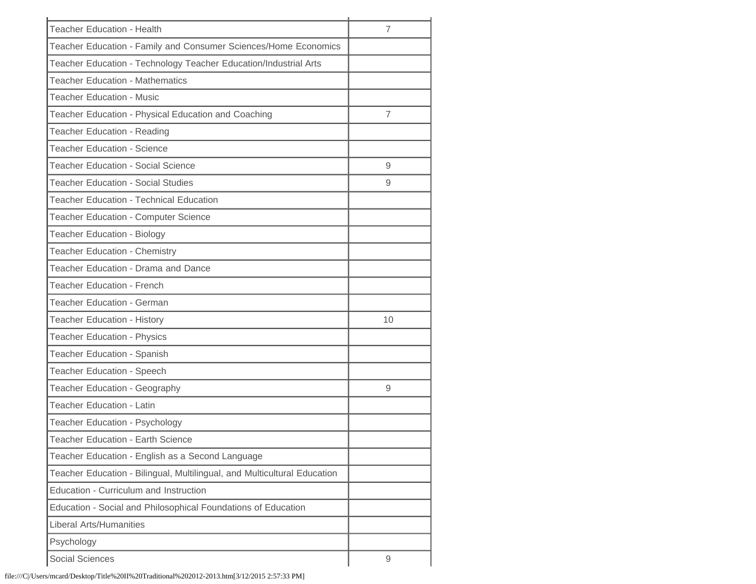| | |
|---|---|
| Teacher Education - Health | 7 |
| Teacher Education - Family and Consumer Sciences/Home Economics | |
| Teacher Education - Technology Teacher Education/Industrial Arts | |
| Teacher Education - Mathematics | |
| Teacher Education - Music | |
| Teacher Education - Physical Education and Coaching | 7 |
| Teacher Education - Reading | |
| Teacher Education - Science | |
| Teacher Education - Social Science | 9 |
| Teacher Education - Social Studies | 9 |
| Teacher Education - Technical Education | |
| Teacher Education - Computer Science | |
| Teacher Education - Biology | |
| Teacher Education - Chemistry | |
| Teacher Education - Drama and Dance | |
| Teacher Education - French | |
| Teacher Education - German | |
| Teacher Education - History | 10 |
| Teacher Education - Physics | |
| Teacher Education - Spanish | |
| Teacher Education - Speech | |
| Teacher Education - Geography | 9 |
| Teacher Education - Latin | |
| Teacher Education - Psychology | |
| Teacher Education - Earth Science | |
| Teacher Education - English as a Second Language | |
| Teacher Education - Bilingual, Multilingual, and Multicultural Education | |
| Education - Curriculum and Instruction | |
| Education - Social and Philosophical Foundations of Education | |
| Liberal Arts/Humanities | |
| Psychology | |
| Social Sciences | 9 |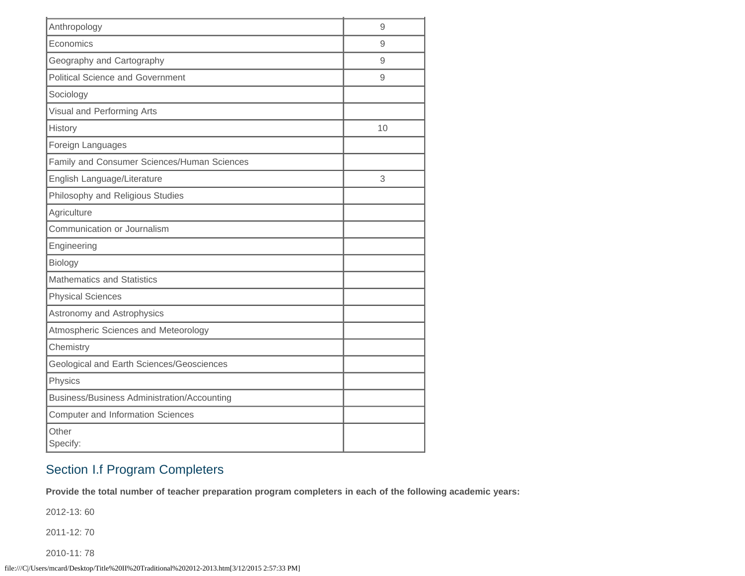| | |
|---|---|
| Anthropology | 9 |
| Economics | 9 |
| Geography and Cartography | 9 |
| Political Science and Government | 9 |
| Sociology | |
| Visual and Performing Arts | |
| History | 10 |
| Foreign Languages | |
| Family and Consumer Sciences/Human Sciences | |
| English Language/Literature | 3 |
| Philosophy and Religious Studies | |
| Agriculture | |
| Communication or Journalism | |
| Engineering | |
| Biology | |
| Mathematics and Statistics | |
| Physical Sciences | |
| Astronomy and Astrophysics | |
| Atmospheric Sciences and Meteorology | |
| Chemistry | |
| Geological and Earth Sciences/Geosciences | |
| Physics | |
| Business/Business Administration/Accounting | |
| Computer and Information Sciences | |
| Other<br>Specify: | |

## Section I.f Program Completers

**Provide the total number of teacher preparation program completers in each of the following academic years:**

2012-13: 60

2011-12: 70

2010-11: 78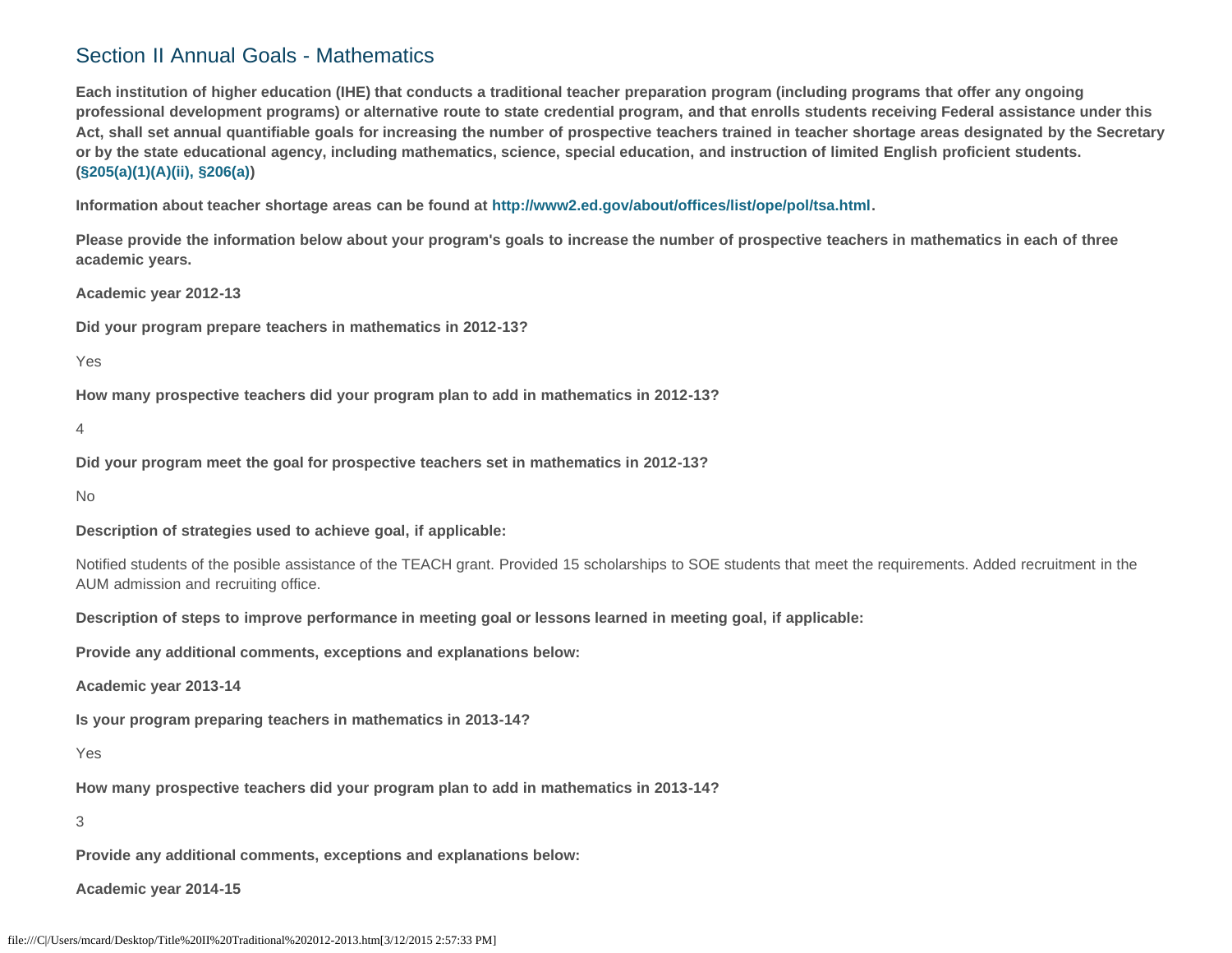## Section II Annual Goals - Mathematics

**Each institution of higher education (IHE) that conducts a traditional teacher preparation program (including programs that offer any ongoing professional development programs) or alternative route to state credential program, and that enrolls students receiving Federal assistance under this Act, shall set annual quantifiable goals for increasing the number of prospective teachers trained in teacher shortage areas designated by the Secretary or by the state educational agency, including mathematics, science, special education, and instruction of limited English proficient students. (§205(a)(1)(A)(ii), §206(a))**

**Information about teacher shortage areas can be found at http://www2.ed.gov/about/offices/list/ope/pol/tsa.html.**

**Please provide the information below about your program's goals to increase the number of prospective teachers in mathematics in each of three academic years.**

**Academic year 2012-13**

**Did your program prepare teachers in mathematics in 2012-13?**

Yes

**How many prospective teachers did your program plan to add in mathematics in 2012-13?**

4

**Did your program meet the goal for prospective teachers set in mathematics in 2012-13?**

No

**Description of strategies used to achieve goal, if applicable:**

Notified students of the posible assistance of the TEACH grant. Provided 15 scholarships to SOE students that meet the requirements. Added recruitment in the AUM admission and recruiting office.

**Description of steps to improve performance in meeting goal or lessons learned in meeting goal, if applicable:**

**Provide any additional comments, exceptions and explanations below:**

**Academic year 2013-14**

**Is your program preparing teachers in mathematics in 2013-14?**

Yes

**How many prospective teachers did your program plan to add in mathematics in 2013-14?**

3

**Provide any additional comments, exceptions and explanations below:**

**Academic year 2014-15**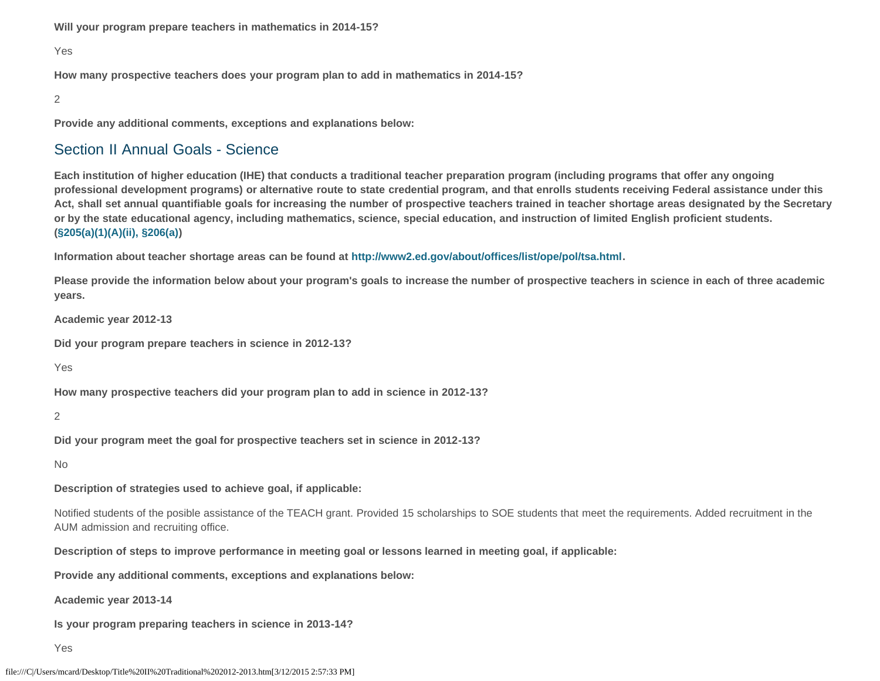**Will your program prepare teachers in mathematics in 2014-15?**

Yes

**How many prospective teachers does your program plan to add in mathematics in 2014-15?**

2

**Provide any additional comments, exceptions and explanations below:**

## Section II Annual Goals - Science

**Each institution of higher education (IHE) that conducts a traditional teacher preparation program (including programs that offer any ongoing professional development programs) or alternative route to state credential program, and that enrolls students receiving Federal assistance under this Act, shall set annual quantifiable goals for increasing the number of prospective teachers trained in teacher shortage areas designated by the Secretary or by the state educational agency, including mathematics, science, special education, and instruction of limited English proficient students. (§205(a)(1)(A)(ii), §206(a))**

**Information about teacher shortage areas can be found at http://www2.ed.gov/about/offices/list/ope/pol/tsa.html.**

**Please provide the information below about your program's goals to increase the number of prospective teachers in science in each of three academic years.**

**Academic year 2012-13**

**Did your program prepare teachers in science in 2012-13?**

Yes

**How many prospective teachers did your program plan to add in science in 2012-13?**

2

**Did your program meet the goal for prospective teachers set in science in 2012-13?**

No

**Description of strategies used to achieve goal, if applicable:**

Notified students of the posible assistance of the TEACH grant. Provided 15 scholarships to SOE students that meet the requirements. Added recruitment in the AUM admission and recruiting office.

**Description of steps to improve performance in meeting goal or lessons learned in meeting goal, if applicable:**

**Provide any additional comments, exceptions and explanations below:**

**Academic year 2013-14**

**Is your program preparing teachers in science in 2013-14?**

Yes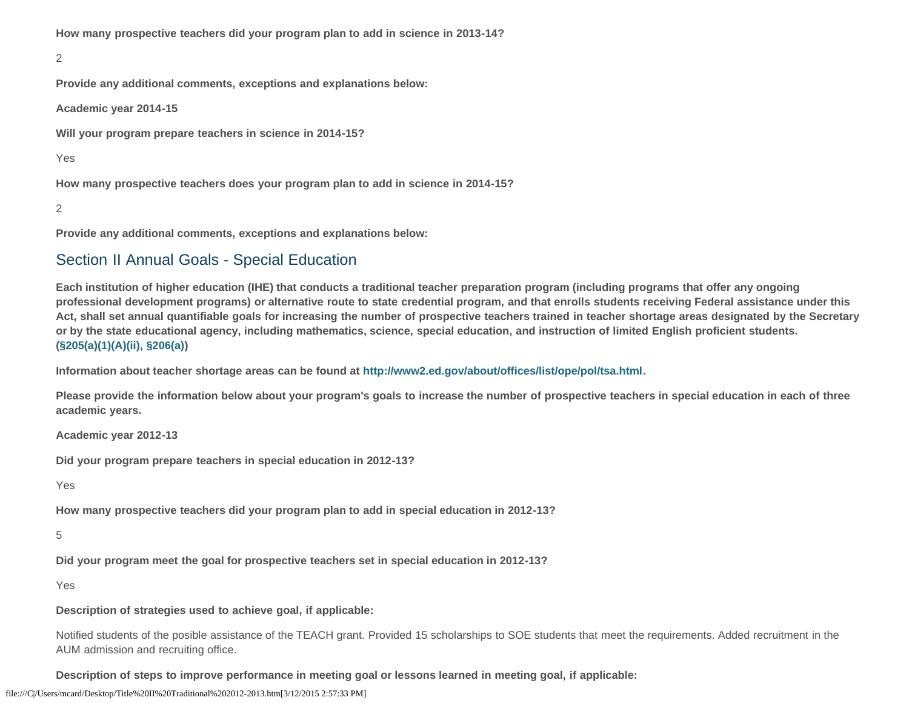**How many prospective teachers did your program plan to add in science in 2013-14?**

2

**Provide any additional comments, exceptions and explanations below:**

**Academic year 2014-15**

**Will your program prepare teachers in science in 2014-15?**

Yes

**How many prospective teachers does your program plan to add in science in 2014-15?**

2

**Provide any additional comments, exceptions and explanations below:**

## Section II Annual Goals - Special Education

**Each institution of higher education (IHE) that conducts a traditional teacher preparation program (including programs that offer any ongoing professional development programs) or alternative route to state credential program, and that enrolls students receiving Federal assistance under this Act, shall set annual quantifiable goals for increasing the number of prospective teachers trained in teacher shortage areas designated by the Secretary or by the state educational agency, including mathematics, science, special education, and instruction of limited English proficient students. (§205(a)(1)(A)(ii), §206(a))**

**Information about teacher shortage areas can be found at http://www2.ed.gov/about/offices/list/ope/pol/tsa.html.**

**Please provide the information below about your program's goals to increase the number of prospective teachers in special education in each of three academic years.**

**Academic year 2012-13**

**Did your program prepare teachers in special education in 2012-13?**

Yes

**How many prospective teachers did your program plan to add in special education in 2012-13?**

5

**Did your program meet the goal for prospective teachers set in special education in 2012-13?**

Yes

**Description of strategies used to achieve goal, if applicable:**

Notified students of the posible assistance of the TEACH grant. Provided 15 scholarships to SOE students that meet the requirements. Added recruitment in the AUM admission and recruiting office.

**Description of steps to improve performance in meeting goal or lessons learned in meeting goal, if applicable:**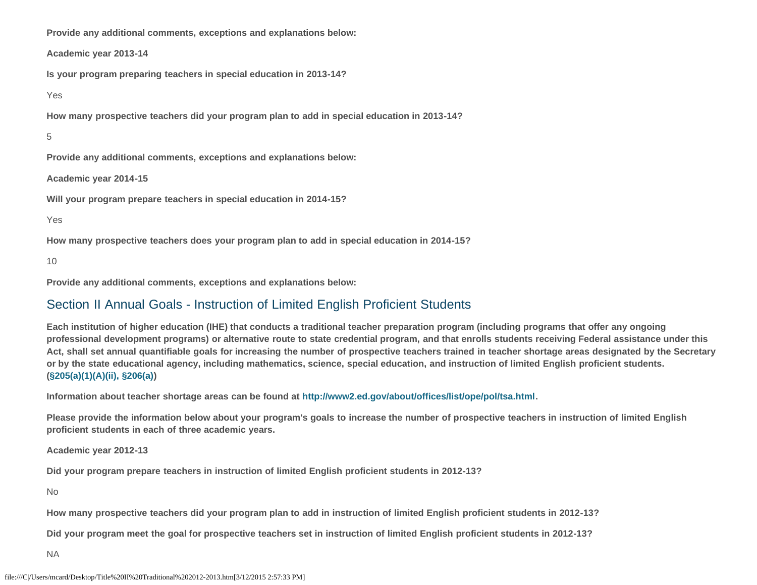**Provide any additional comments, exceptions and explanations below:**

**Academic year 2013-14**

**Is your program preparing teachers in special education in 2013-14?**

Yes

**How many prospective teachers did your program plan to add in special education in 2013-14?**

5

**Provide any additional comments, exceptions and explanations below:**

**Academic year 2014-15**

**Will your program prepare teachers in special education in 2014-15?**

Yes

**How many prospective teachers does your program plan to add in special education in 2014-15?**

10

**Provide any additional comments, exceptions and explanations below:**

## Section II Annual Goals - Instruction of Limited English Proficient Students

**Each institution of higher education (IHE) that conducts a traditional teacher preparation program (including programs that offer any ongoing professional development programs) or alternative route to state credential program, and that enrolls students receiving Federal assistance under this Act, shall set annual quantifiable goals for increasing the number of prospective teachers trained in teacher shortage areas designated by the Secretary or by the state educational agency, including mathematics, science, special education, and instruction of limited English proficient students. (§205(a)(1)(A)(ii), §206(a))**

**Information about teacher shortage areas can be found at http://www2.ed.gov/about/offices/list/ope/pol/tsa.html.**

**Please provide the information below about your program's goals to increase the number of prospective teachers in instruction of limited English proficient students in each of three academic years.**

**Academic year 2012-13**

**Did your program prepare teachers in instruction of limited English proficient students in 2012-13?**

No

**How many prospective teachers did your program plan to add in instruction of limited English proficient students in 2012-13?**

**Did your program meet the goal for prospective teachers set in instruction of limited English proficient students in 2012-13?**

NA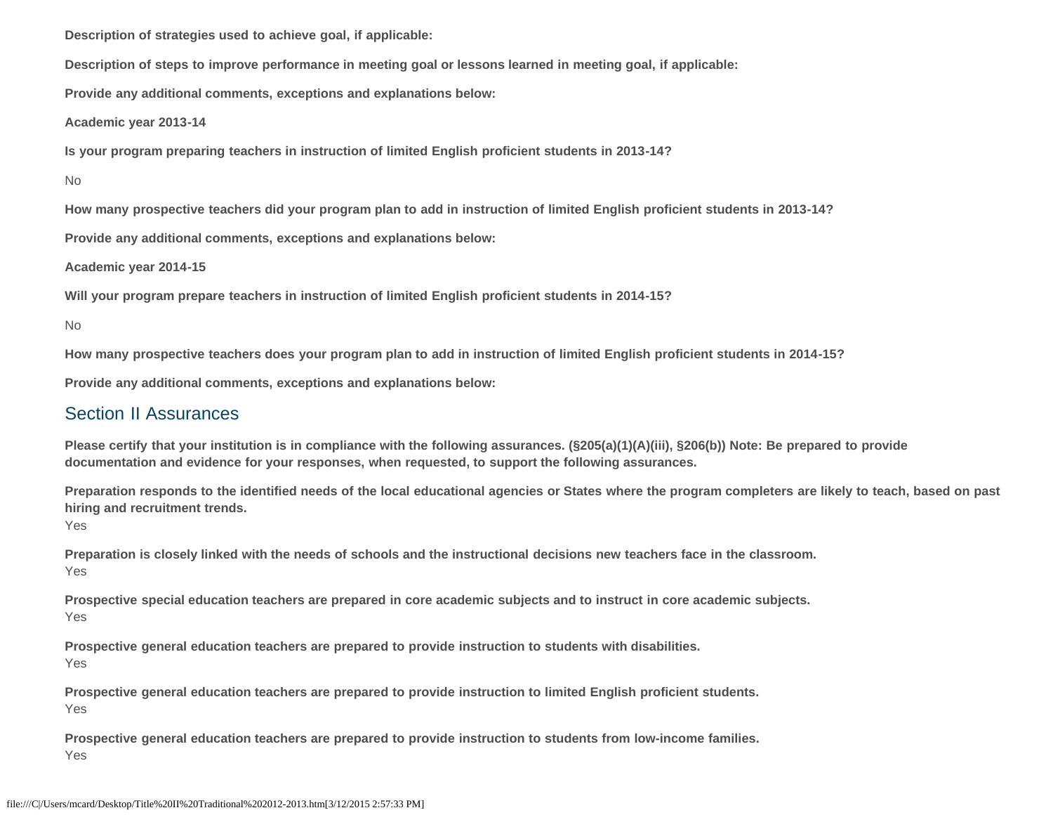**Description of strategies used to achieve goal, if applicable:**

**Description of steps to improve performance in meeting goal or lessons learned in meeting goal, if applicable:**

**Provide any additional comments, exceptions and explanations below:**

**Academic year 2013-14**

**Is your program preparing teachers in instruction of limited English proficient students in 2013-14?**

No

**How many prospective teachers did your program plan to add in instruction of limited English proficient students in 2013-14?**

**Provide any additional comments, exceptions and explanations below:**

**Academic year 2014-15**

**Will your program prepare teachers in instruction of limited English proficient students in 2014-15?**

No

**How many prospective teachers does your program plan to add in instruction of limited English proficient students in 2014-15?**

**Provide any additional comments, exceptions and explanations below:**

## Section II Assurances

**Please certify that your institution is in compliance with the following assurances. (§205(a)(1)(A)(iii), §206(b)) Note: Be prepared to provide documentation and evidence for your responses, when requested, to support the following assurances.**

**Preparation responds to the identified needs of the local educational agencies or States where the program completers are likely to teach, based on past hiring and recruitment trends.**
Yes

**Preparation is closely linked with the needs of schools and the instructional decisions new teachers face in the classroom.**
Yes

**Prospective special education teachers are prepared in core academic subjects and to instruct in core academic subjects.**
Yes

**Prospective general education teachers are prepared to provide instruction to students with disabilities.**
Yes

**Prospective general education teachers are prepared to provide instruction to limited English proficient students.**
Yes

**Prospective general education teachers are prepared to provide instruction to students from low-income families.**
Yes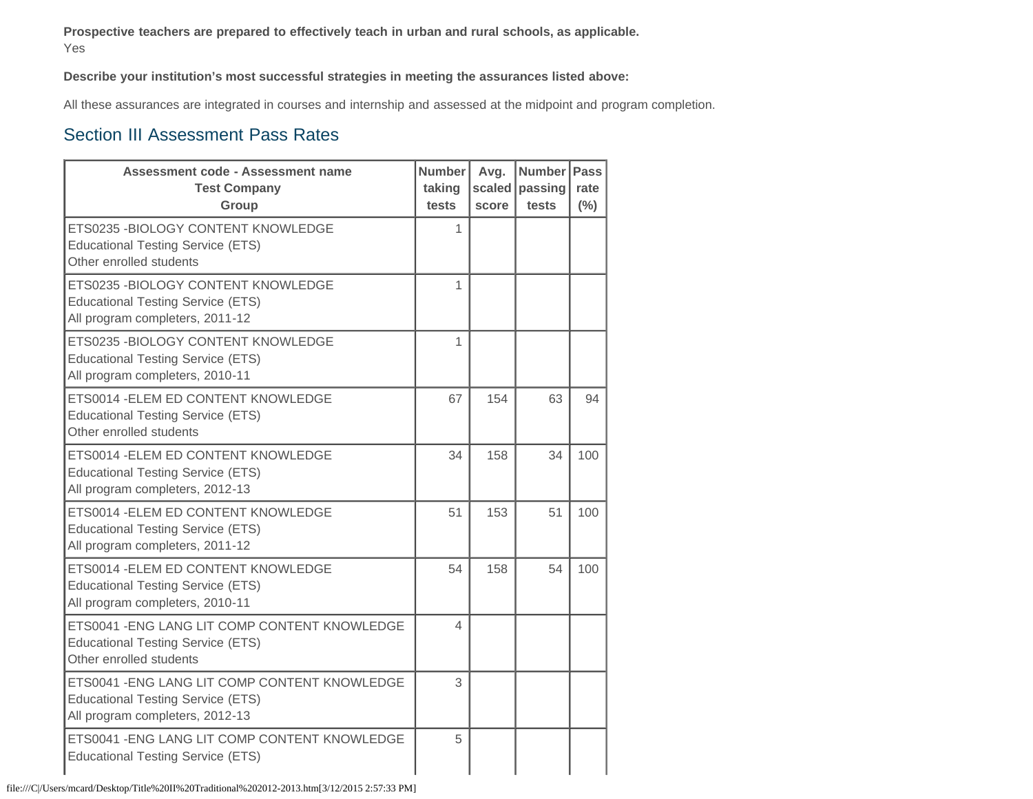**Prospective teachers are prepared to effectively teach in urban and rural schools, as applicable.**
Yes

**Describe your institution's most successful strategies in meeting the assurances listed above:**

All these assurances are integrated in courses and internship and assessed at the midpoint and program completion.

## Section III Assessment Pass Rates

| Assessment code - Assessment name<br>Test Company<br>Group | Number taking tests | Avg. scaled score | Number passing tests | Pass rate (%) |
|---|---|---|---|---|
| ETS0235 -BIOLOGY CONTENT KNOWLEDGE<br>Educational Testing Service (ETS)<br>Other enrolled students | 1 | | | |
| ETS0235 -BIOLOGY CONTENT KNOWLEDGE<br>Educational Testing Service (ETS)<br>All program completers, 2011-12 | 1 | | | |
| ETS0235 -BIOLOGY CONTENT KNOWLEDGE<br>Educational Testing Service (ETS)<br>All program completers, 2010-11 | 1 | | | |
| ETS0014 -ELEM ED CONTENT KNOWLEDGE<br>Educational Testing Service (ETS)<br>Other enrolled students | 67 | 154 | 63 | 94 |
| ETS0014 -ELEM ED CONTENT KNOWLEDGE<br>Educational Testing Service (ETS)<br>All program completers, 2012-13 | 34 | 158 | 34 | 100 |
| ETS0014 -ELEM ED CONTENT KNOWLEDGE<br>Educational Testing Service (ETS)<br>All program completers, 2011-12 | 51 | 153 | 51 | 100 |
| ETS0014 -ELEM ED CONTENT KNOWLEDGE<br>Educational Testing Service (ETS)<br>All program completers, 2010-11 | 54 | 158 | 54 | 100 |
| ETS0041 -ENG LANG LIT COMP CONTENT KNOWLEDGE<br>Educational Testing Service (ETS)<br>Other enrolled students | 4 | | | |
| ETS0041 -ENG LANG LIT COMP CONTENT KNOWLEDGE<br>Educational Testing Service (ETS)<br>All program completers, 2012-13 | 3 | | | |
| ETS0041 -ENG LANG LIT COMP CONTENT KNOWLEDGE<br>Educational Testing Service (ETS) | 5 | | | |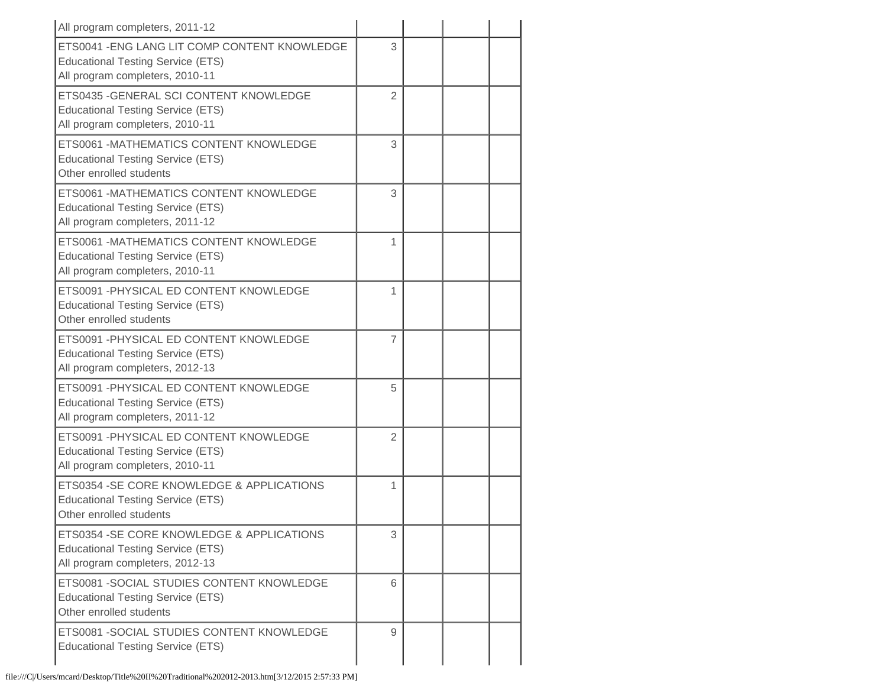| | | | | |
|---|---|---|---|---|
| All program completers, 2011-12 | | | | |
| ETS0041 -ENG LANG LIT COMP CONTENT KNOWLEDGE<br>Educational Testing Service (ETS)<br>All program completers, 2010-11 | 3 | | | |
| ETS0435 -GENERAL SCI CONTENT KNOWLEDGE<br>Educational Testing Service (ETS)<br>All program completers, 2010-11 | 2 | | | |
| ETS0061 -MATHEMATICS CONTENT KNOWLEDGE<br>Educational Testing Service (ETS)<br>Other enrolled students | 3 | | | |
| ETS0061 -MATHEMATICS CONTENT KNOWLEDGE<br>Educational Testing Service (ETS)<br>All program completers, 2011-12 | 3 | | | |
| ETS0061 -MATHEMATICS CONTENT KNOWLEDGE<br>Educational Testing Service (ETS)<br>All program completers, 2010-11 | 1 | | | |
| ETS0091 -PHYSICAL ED CONTENT KNOWLEDGE<br>Educational Testing Service (ETS)<br>Other enrolled students | 1 | | | |
| ETS0091 -PHYSICAL ED CONTENT KNOWLEDGE<br>Educational Testing Service (ETS)<br>All program completers, 2012-13 | 7 | | | |
| ETS0091 -PHYSICAL ED CONTENT KNOWLEDGE<br>Educational Testing Service (ETS)<br>All program completers, 2011-12 | 5 | | | |
| ETS0091 -PHYSICAL ED CONTENT KNOWLEDGE<br>Educational Testing Service (ETS)<br>All program completers, 2010-11 | 2 | | | |
| ETS0354 -SE CORE KNOWLEDGE & APPLICATIONS<br>Educational Testing Service (ETS)<br>Other enrolled students | 1 | | | |
| ETS0354 -SE CORE KNOWLEDGE & APPLICATIONS<br>Educational Testing Service (ETS)<br>All program completers, 2012-13 | 3 | | | |
| ETS0081 -SOCIAL STUDIES CONTENT KNOWLEDGE<br>Educational Testing Service (ETS)<br>Other enrolled students | 6 | | | |
| ETS0081 -SOCIAL STUDIES CONTENT KNOWLEDGE<br>Educational Testing Service (ETS) | 9 | | | |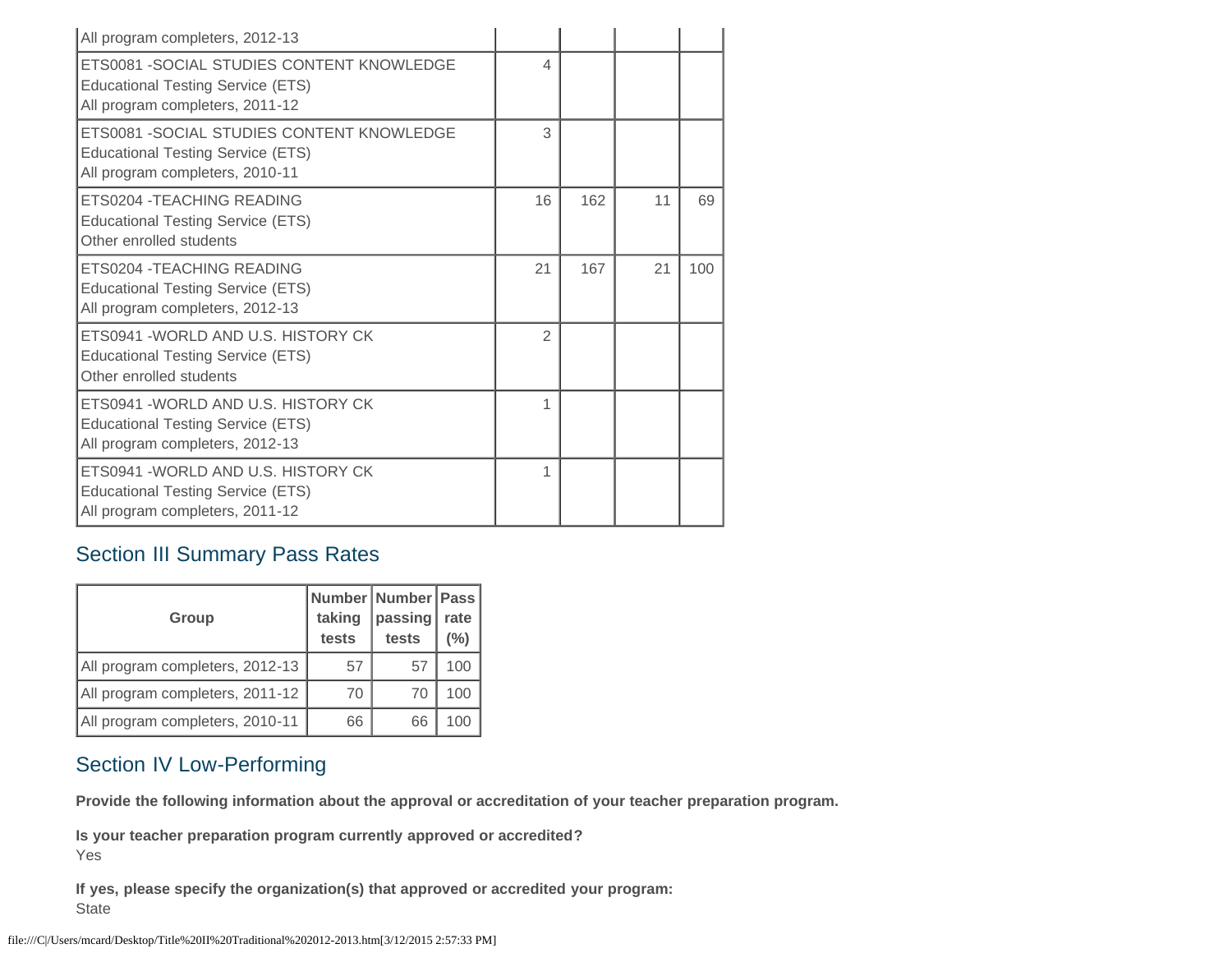| | | | | |
|---|---|---|---|---|
| All program completers, 2012-13 | | | | |
| ETS0081 -SOCIAL STUDIES CONTENT KNOWLEDGE<br>Educational Testing Service (ETS)<br>All program completers, 2011-12 | 4 | | | |
| ETS0081 -SOCIAL STUDIES CONTENT KNOWLEDGE<br>Educational Testing Service (ETS)<br>All program completers, 2010-11 | 3 | | | |
| ETS0204 -TEACHING READING<br>Educational Testing Service (ETS)<br>Other enrolled students | 16 | 162 | 11 | 69 |
| ETS0204 -TEACHING READING<br>Educational Testing Service (ETS)<br>All program completers, 2012-13 | 21 | 167 | 21 | 100 |
| ETS0941 -WORLD AND U.S. HISTORY CK<br>Educational Testing Service (ETS)<br>Other enrolled students | 2 | | | |
| ETS0941 -WORLD AND U.S. HISTORY CK<br>Educational Testing Service (ETS)<br>All program completers, 2012-13 | 1 | | | |
| ETS0941 -WORLD AND U.S. HISTORY CK<br>Educational Testing Service (ETS)<br>All program completers, 2011-12 | 1 | | | |

## Section III Summary Pass Rates

| Group | Number taking tests | Number passing tests | Pass rate (%) |
|---|---|---|---|
| All program completers, 2012-13 | 57 | 57 | 100 |
| All program completers, 2011-12 | 70 | 70 | 100 |
| All program completers, 2010-11 | 66 | 66 | 100 |

## Section IV Low-Performing

**Provide the following information about the approval or accreditation of your teacher preparation program.**

**Is your teacher preparation program currently approved or accredited?**
Yes

**If yes, please specify the organization(s) that approved or accredited your program:**
State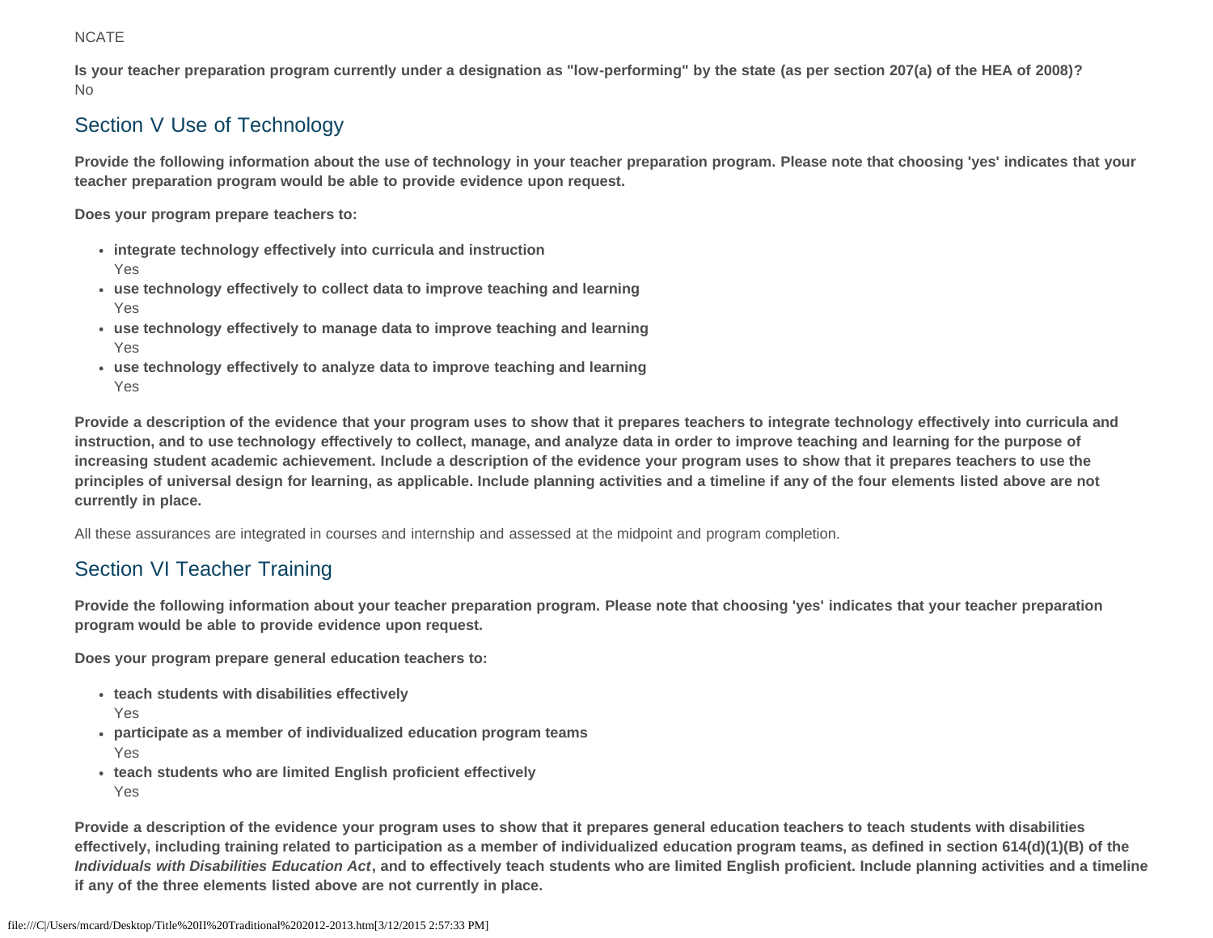NCATE

**Is your teacher preparation program currently under a designation as "low-performing" by the state (as per section 207(a) of the HEA of 2008)?**
No

## Section V Use of Technology

**Provide the following information about the use of technology in your teacher preparation program. Please note that choosing 'yes' indicates that your teacher preparation program would be able to provide evidence upon request.**

**Does your program prepare teachers to:**

- **integrate technology effectively into curricula and instruction**
  Yes
- **use technology effectively to collect data to improve teaching and learning**
  Yes
- **use technology effectively to manage data to improve teaching and learning**
  Yes
- **use technology effectively to analyze data to improve teaching and learning**
  Yes

**Provide a description of the evidence that your program uses to show that it prepares teachers to integrate technology effectively into curricula and instruction, and to use technology effectively to collect, manage, and analyze data in order to improve teaching and learning for the purpose of increasing student academic achievement. Include a description of the evidence your program uses to show that it prepares teachers to use the principles of universal design for learning, as applicable. Include planning activities and a timeline if any of the four elements listed above are not currently in place.**

All these assurances are integrated in courses and internship and assessed at the midpoint and program completion.

## Section VI Teacher Training

**Provide the following information about your teacher preparation program. Please note that choosing 'yes' indicates that your teacher preparation program would be able to provide evidence upon request.**

**Does your program prepare general education teachers to:**

- **teach students with disabilities effectively**
  Yes
- **participate as a member of individualized education program teams**
  Yes
- **teach students who are limited English proficient effectively**
  Yes

**Provide a description of the evidence your program uses to show that it prepares general education teachers to teach students with disabilities effectively, including training related to participation as a member of individualized education program teams, as defined in section 614(d)(1)(B) of the *Individuals with Disabilities Education Act*, and to effectively teach students who are limited English proficient. Include planning activities and a timeline if any of the three elements listed above are not currently in place.**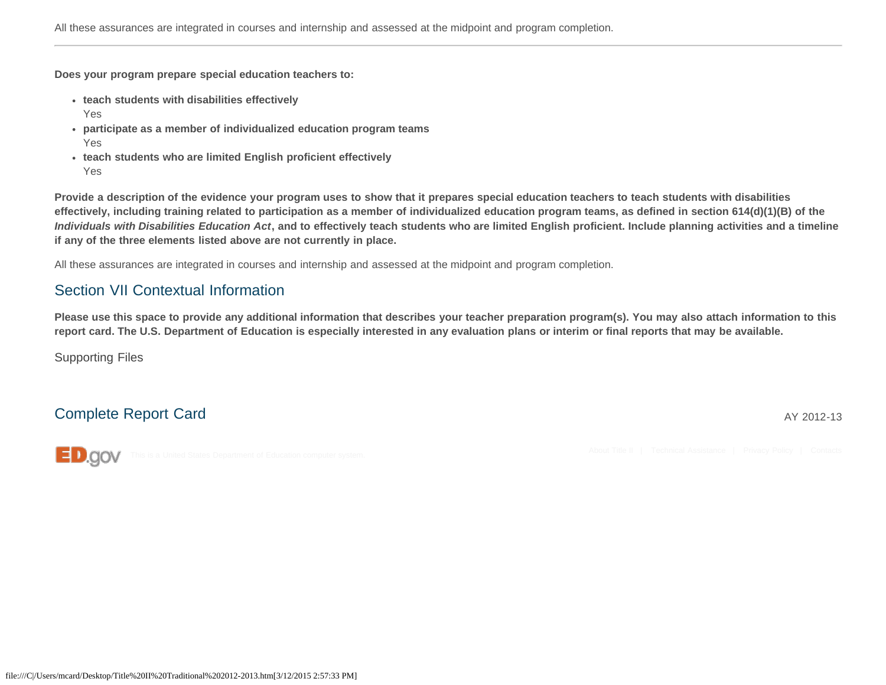All these assurances are integrated in courses and internship and assessed at the midpoint and program completion.

---

**Does your program prepare special education teachers to:**

- **teach students with disabilities effectively**
  Yes
- **participate as a member of individualized education program teams**
  Yes
- **teach students who are limited English proficient effectively**
  Yes

**Provide a description of the evidence your program uses to show that it prepares special education teachers to teach students with disabilities effectively, including training related to participation as a member of individualized education program teams, as defined in section 614(d)(1)(B) of the *Individuals with Disabilities Education Act*, and to effectively teach students who are limited English proficient. Include planning activities and a timeline if any of the three elements listed above are not currently in place.**

All these assurances are integrated in courses and internship and assessed at the midpoint and program completion.

## Section VII Contextual Information

**Please use this space to provide any additional information that describes your teacher preparation program(s). You may also attach information to this report card. The U.S. Department of Education is especially interested in any evaluation plans or interim or final reports that may be available.**

Supporting Files

## Complete Report Card

AY 2012-13